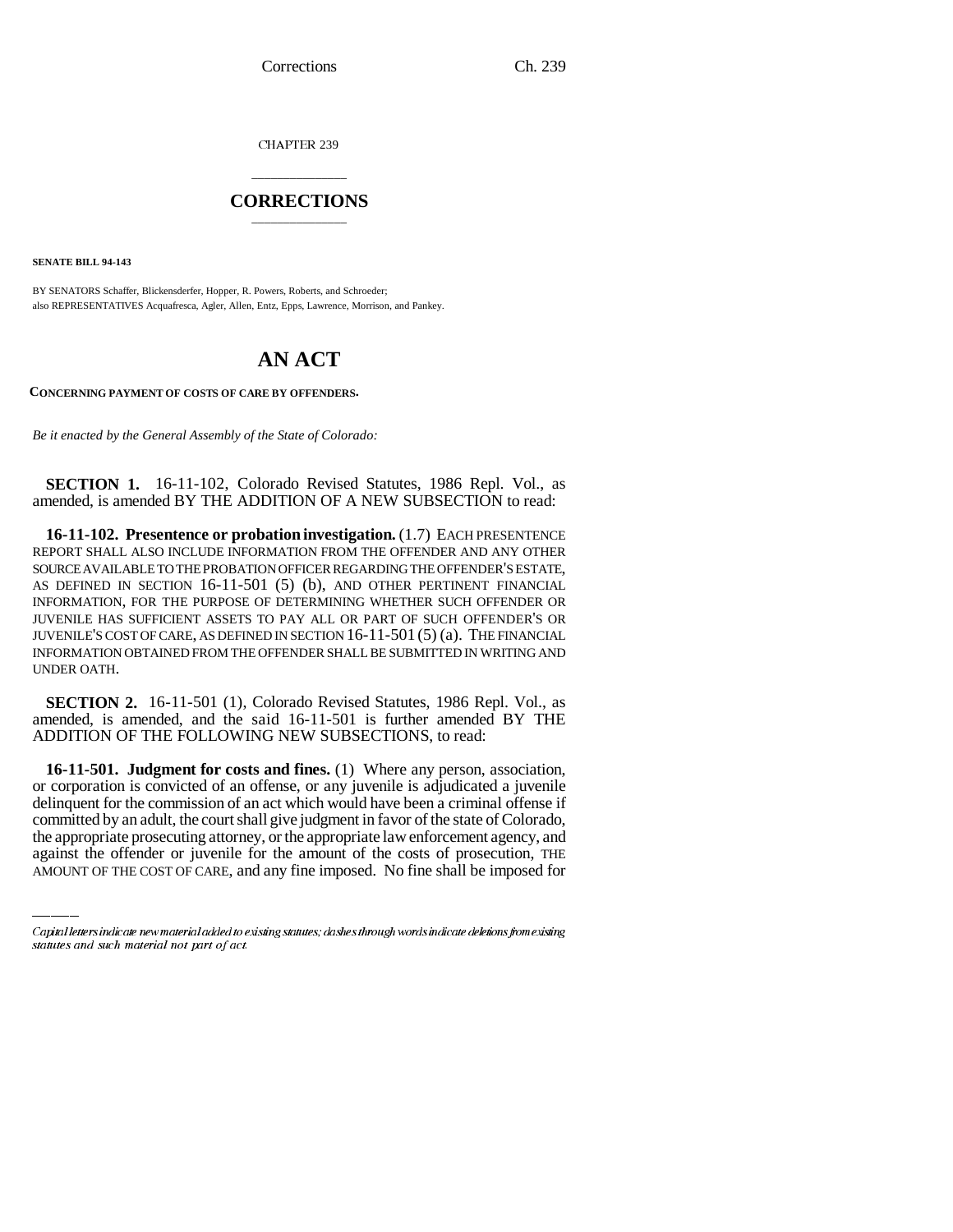CHAPTER 239

# CORRECTIONS

**SENATE BILL 94-143**

BY SENATORS Schaffer, Blickensderfer, Hopper, R. Powers, Roberts, and Schroeder;
also REPRESENTATIVES Acquafresca, Agler, Allen, Entz, Epps, Lawrence, Morrison, and Pankey.

# AN ACT

**CONCERNING PAYMENT OF COSTS OF CARE BY OFFENDERS.**

*Be it enacted by the General Assembly of the State of Colorado:*

**SECTION 1.** 16-11-102, Colorado Revised Statutes, 1986 Repl. Vol., as amended, is amended BY THE ADDITION OF A NEW SUBSECTION to read:

**16-11-102. Presentence or probation investigation.** (1.7) EACH PRESENTENCE REPORT SHALL ALSO INCLUDE INFORMATION FROM THE OFFENDER AND ANY OTHER SOURCE AVAILABLE TO THE PROBATION OFFICER REGARDING THE OFFENDER'S ESTATE, AS DEFINED IN SECTION 16-11-501 (5) (b), AND OTHER PERTINENT FINANCIAL INFORMATION, FOR THE PURPOSE OF DETERMINING WHETHER SUCH OFFENDER OR JUVENILE HAS SUFFICIENT ASSETS TO PAY ALL OR PART OF SUCH OFFENDER'S OR JUVENILE'S COST OF CARE, AS DEFINED IN SECTION 16-11-501 (5) (a). THE FINANCIAL INFORMATION OBTAINED FROM THE OFFENDER SHALL BE SUBMITTED IN WRITING AND UNDER OATH.

**SECTION 2.** 16-11-501 (1), Colorado Revised Statutes, 1986 Repl. Vol., as amended, is amended, and the said 16-11-501 is further amended BY THE ADDITION OF THE FOLLOWING NEW SUBSECTIONS, to read:

**16-11-501. Judgment for costs and fines.** (1) Where any person, association, or corporation is convicted of an offense, or any juvenile is adjudicated a juvenile delinquent for the commission of an act which would have been a criminal offense if committed by an adult, the court shall give judgment in favor of the state of Colorado, the appropriate prosecuting attorney, or the appropriate law enforcement agency, and against the offender or juvenile for the amount of the costs of prosecution, THE AMOUNT OF THE COST OF CARE, and any fine imposed. No fine shall be imposed for

Capital letters indicate new material added to existing statutes; dashes through words indicate deletions from existing statutes and such material not part of act.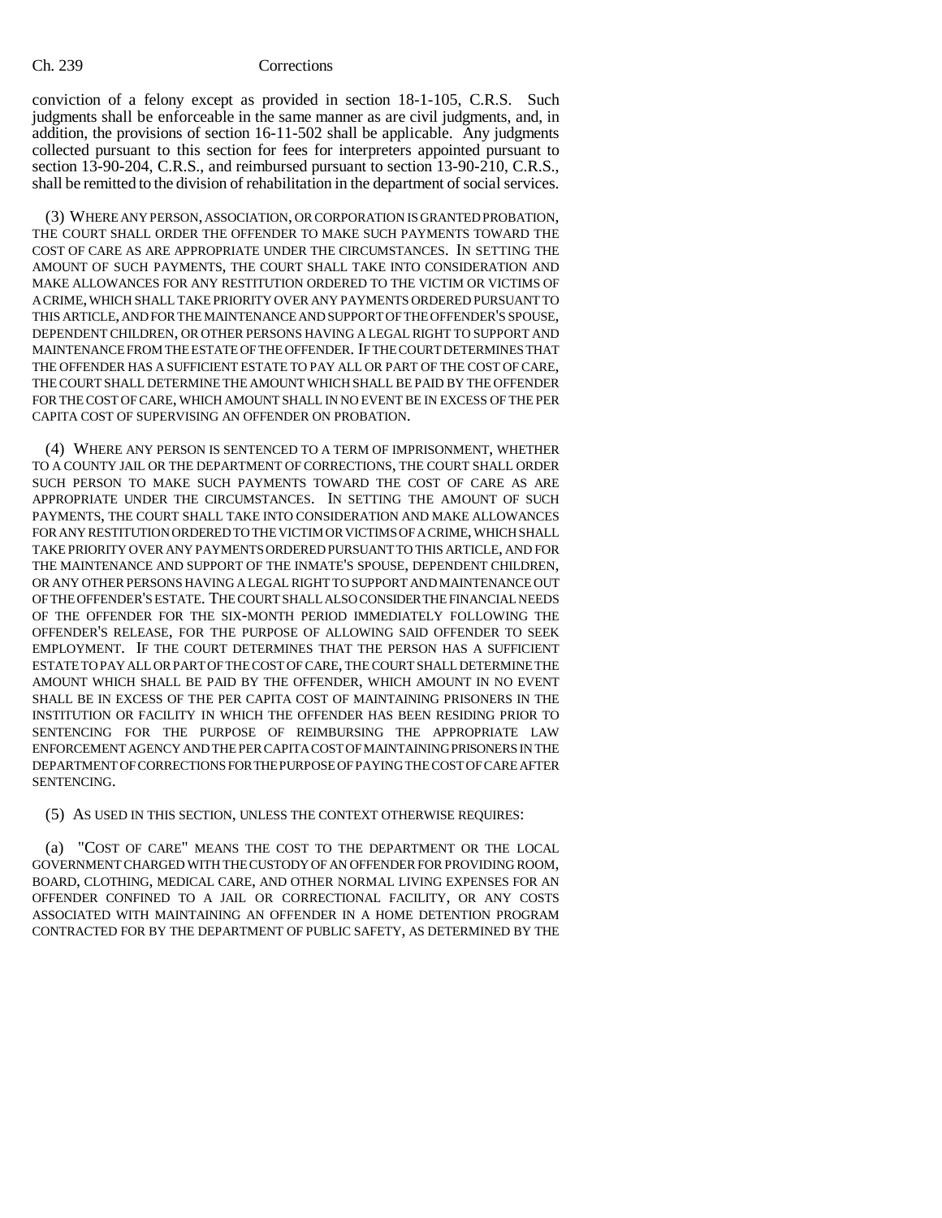conviction of a felony except as provided in section 18-1-105, C.R.S. Such judgments shall be enforceable in the same manner as are civil judgments, and, in addition, the provisions of section 16-11-502 shall be applicable. Any judgments collected pursuant to this section for fees for interpreters appointed pursuant to section 13-90-204, C.R.S., and reimbursed pursuant to section 13-90-210, C.R.S., shall be remitted to the division of rehabilitation in the department of social services.

(3) WHERE ANY PERSON, ASSOCIATION, OR CORPORATION IS GRANTED PROBATION, THE COURT SHALL ORDER THE OFFENDER TO MAKE SUCH PAYMENTS TOWARD THE COST OF CARE AS ARE APPROPRIATE UNDER THE CIRCUMSTANCES. IN SETTING THE AMOUNT OF SUCH PAYMENTS, THE COURT SHALL TAKE INTO CONSIDERATION AND MAKE ALLOWANCES FOR ANY RESTITUTION ORDERED TO THE VICTIM OR VICTIMS OF A CRIME, WHICH SHALL TAKE PRIORITY OVER ANY PAYMENTS ORDERED PURSUANT TO THIS ARTICLE, AND FOR THE MAINTENANCE AND SUPPORT OF THE OFFENDER'S SPOUSE, DEPENDENT CHILDREN, OR OTHER PERSONS HAVING A LEGAL RIGHT TO SUPPORT AND MAINTENANCE FROM THE ESTATE OF THE OFFENDER. IF THE COURT DETERMINES THAT THE OFFENDER HAS A SUFFICIENT ESTATE TO PAY ALL OR PART OF THE COST OF CARE, THE COURT SHALL DETERMINE THE AMOUNT WHICH SHALL BE PAID BY THE OFFENDER FOR THE COST OF CARE, WHICH AMOUNT SHALL IN NO EVENT BE IN EXCESS OF THE PER CAPITA COST OF SUPERVISING AN OFFENDER ON PROBATION.

(4) WHERE ANY PERSON IS SENTENCED TO A TERM OF IMPRISONMENT, WHETHER TO A COUNTY JAIL OR THE DEPARTMENT OF CORRECTIONS, THE COURT SHALL ORDER SUCH PERSON TO MAKE SUCH PAYMENTS TOWARD THE COST OF CARE AS ARE APPROPRIATE UNDER THE CIRCUMSTANCES. IN SETTING THE AMOUNT OF SUCH PAYMENTS, THE COURT SHALL TAKE INTO CONSIDERATION AND MAKE ALLOWANCES FOR ANY RESTITUTION ORDERED TO THE VICTIM OR VICTIMS OF A CRIME, WHICH SHALL TAKE PRIORITY OVER ANY PAYMENTS ORDERED PURSUANT TO THIS ARTICLE, AND FOR THE MAINTENANCE AND SUPPORT OF THE INMATE'S SPOUSE, DEPENDENT CHILDREN, OR ANY OTHER PERSONS HAVING A LEGAL RIGHT TO SUPPORT AND MAINTENANCE OUT OF THE OFFENDER'S ESTATE. THE COURT SHALL ALSO CONSIDER THE FINANCIAL NEEDS OF THE OFFENDER FOR THE SIX-MONTH PERIOD IMMEDIATELY FOLLOWING THE OFFENDER'S RELEASE, FOR THE PURPOSE OF ALLOWING SAID OFFENDER TO SEEK EMPLOYMENT. IF THE COURT DETERMINES THAT THE PERSON HAS A SUFFICIENT ESTATE TO PAY ALL OR PART OF THE COST OF CARE, THE COURT SHALL DETERMINE THE AMOUNT WHICH SHALL BE PAID BY THE OFFENDER, WHICH AMOUNT IN NO EVENT SHALL BE IN EXCESS OF THE PER CAPITA COST OF MAINTAINING PRISONERS IN THE INSTITUTION OR FACILITY IN WHICH THE OFFENDER HAS BEEN RESIDING PRIOR TO SENTENCING FOR THE PURPOSE OF REIMBURSING THE APPROPRIATE LAW ENFORCEMENT AGENCY AND THE PER CAPITA COST OF MAINTAINING PRISONERS IN THE DEPARTMENT OF CORRECTIONS FOR THE PURPOSE OF PAYING THE COST OF CARE AFTER SENTENCING.

(5) AS USED IN THIS SECTION, UNLESS THE CONTEXT OTHERWISE REQUIRES:

(a) "COST OF CARE" MEANS THE COST TO THE DEPARTMENT OR THE LOCAL GOVERNMENT CHARGED WITH THE CUSTODY OF AN OFFENDER FOR PROVIDING ROOM, BOARD, CLOTHING, MEDICAL CARE, AND OTHER NORMAL LIVING EXPENSES FOR AN OFFENDER CONFINED TO A JAIL OR CORRECTIONAL FACILITY, OR ANY COSTS ASSOCIATED WITH MAINTAINING AN OFFENDER IN A HOME DETENTION PROGRAM CONTRACTED FOR BY THE DEPARTMENT OF PUBLIC SAFETY, AS DETERMINED BY THE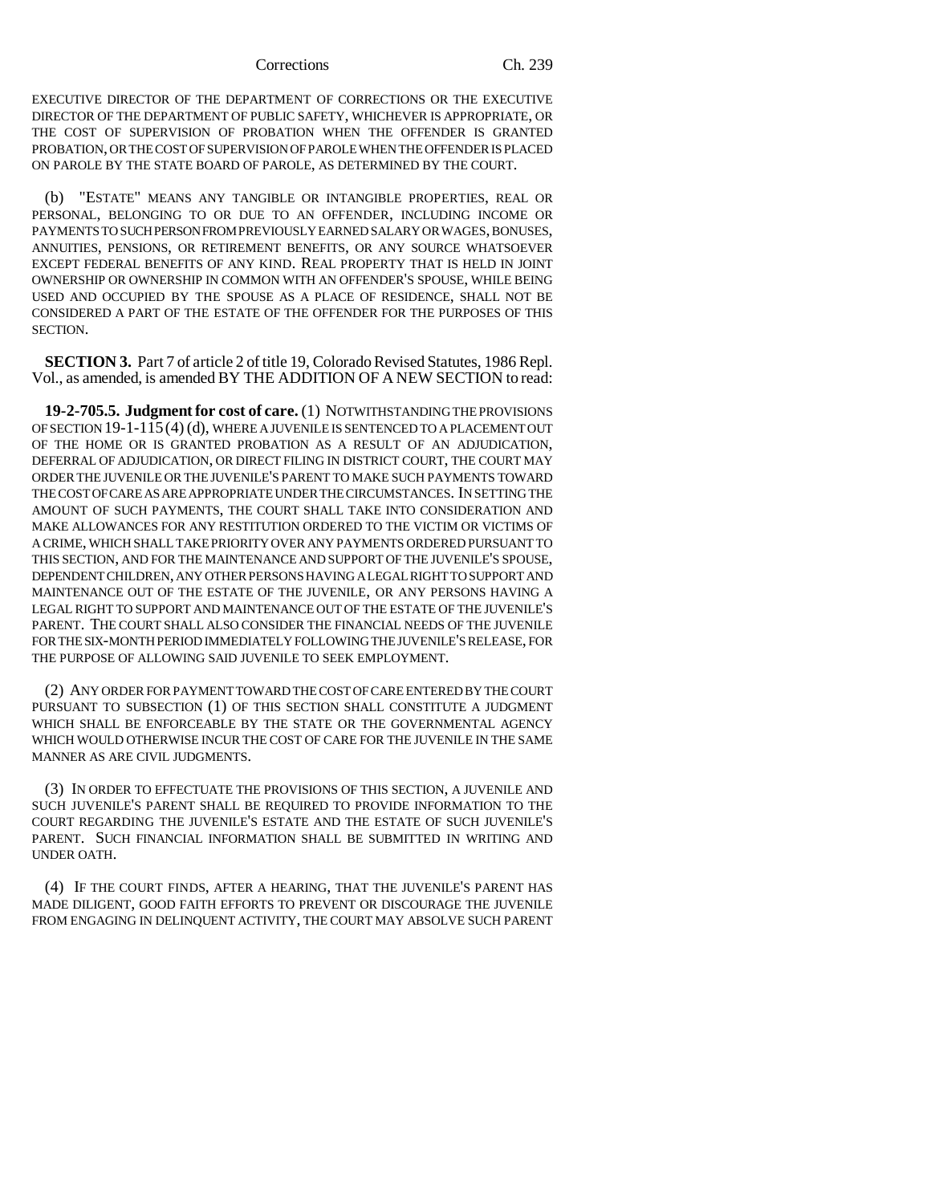EXECUTIVE DIRECTOR OF THE DEPARTMENT OF CORRECTIONS OR THE EXECUTIVE DIRECTOR OF THE DEPARTMENT OF PUBLIC SAFETY, WHICHEVER IS APPROPRIATE, OR THE COST OF SUPERVISION OF PROBATION WHEN THE OFFENDER IS GRANTED PROBATION, OR THE COST OF SUPERVISION OF PAROLE WHEN THE OFFENDER IS PLACED ON PAROLE BY THE STATE BOARD OF PAROLE, AS DETERMINED BY THE COURT.

(b) "ESTATE" MEANS ANY TANGIBLE OR INTANGIBLE PROPERTIES, REAL OR PERSONAL, BELONGING TO OR DUE TO AN OFFENDER, INCLUDING INCOME OR PAYMENTS TO SUCH PERSON FROM PREVIOUSLY EARNED SALARY OR WAGES, BONUSES, ANNUITIES, PENSIONS, OR RETIREMENT BENEFITS, OR ANY SOURCE WHATSOEVER EXCEPT FEDERAL BENEFITS OF ANY KIND. REAL PROPERTY THAT IS HELD IN JOINT OWNERSHIP OR OWNERSHIP IN COMMON WITH AN OFFENDER'S SPOUSE, WHILE BEING USED AND OCCUPIED BY THE SPOUSE AS A PLACE OF RESIDENCE, SHALL NOT BE CONSIDERED A PART OF THE ESTATE OF THE OFFENDER FOR THE PURPOSES OF THIS SECTION.

**SECTION 3.** Part 7 of article 2 of title 19, Colorado Revised Statutes, 1986 Repl. Vol., as amended, is amended BY THE ADDITION OF A NEW SECTION to read:

**19-2-705.5. Judgment for cost of care.** (1) NOTWITHSTANDING THE PROVISIONS OF SECTION 19-1-115 (4) (d), WHERE A JUVENILE IS SENTENCED TO A PLACEMENT OUT OF THE HOME OR IS GRANTED PROBATION AS A RESULT OF AN ADJUDICATION, DEFERRAL OF ADJUDICATION, OR DIRECT FILING IN DISTRICT COURT, THE COURT MAY ORDER THE JUVENILE OR THE JUVENILE'S PARENT TO MAKE SUCH PAYMENTS TOWARD THE COST OF CARE AS ARE APPROPRIATE UNDER THE CIRCUMSTANCES. IN SETTING THE AMOUNT OF SUCH PAYMENTS, THE COURT SHALL TAKE INTO CONSIDERATION AND MAKE ALLOWANCES FOR ANY RESTITUTION ORDERED TO THE VICTIM OR VICTIMS OF A CRIME, WHICH SHALL TAKE PRIORITY OVER ANY PAYMENTS ORDERED PURSUANT TO THIS SECTION, AND FOR THE MAINTENANCE AND SUPPORT OF THE JUVENILE'S SPOUSE, DEPENDENT CHILDREN, ANY OTHER PERSONS HAVING A LEGAL RIGHT TO SUPPORT AND MAINTENANCE OUT OF THE ESTATE OF THE JUVENILE, OR ANY PERSONS HAVING A LEGAL RIGHT TO SUPPORT AND MAINTENANCE OUT OF THE ESTATE OF THE JUVENILE'S PARENT. THE COURT SHALL ALSO CONSIDER THE FINANCIAL NEEDS OF THE JUVENILE FOR THE SIX-MONTH PERIOD IMMEDIATELY FOLLOWING THE JUVENILE'S RELEASE, FOR THE PURPOSE OF ALLOWING SAID JUVENILE TO SEEK EMPLOYMENT.

(2) ANY ORDER FOR PAYMENT TOWARD THE COST OF CARE ENTERED BY THE COURT PURSUANT TO SUBSECTION (1) OF THIS SECTION SHALL CONSTITUTE A JUDGMENT WHICH SHALL BE ENFORCEABLE BY THE STATE OR THE GOVERNMENTAL AGENCY WHICH WOULD OTHERWISE INCUR THE COST OF CARE FOR THE JUVENILE IN THE SAME MANNER AS ARE CIVIL JUDGMENTS.

(3) IN ORDER TO EFFECTUATE THE PROVISIONS OF THIS SECTION, A JUVENILE AND SUCH JUVENILE'S PARENT SHALL BE REQUIRED TO PROVIDE INFORMATION TO THE COURT REGARDING THE JUVENILE'S ESTATE AND THE ESTATE OF SUCH JUVENILE'S PARENT. SUCH FINANCIAL INFORMATION SHALL BE SUBMITTED IN WRITING AND UNDER OATH.

(4) IF THE COURT FINDS, AFTER A HEARING, THAT THE JUVENILE'S PARENT HAS MADE DILIGENT, GOOD FAITH EFFORTS TO PREVENT OR DISCOURAGE THE JUVENILE FROM ENGAGING IN DELINQUENT ACTIVITY, THE COURT MAY ABSOLVE SUCH PARENT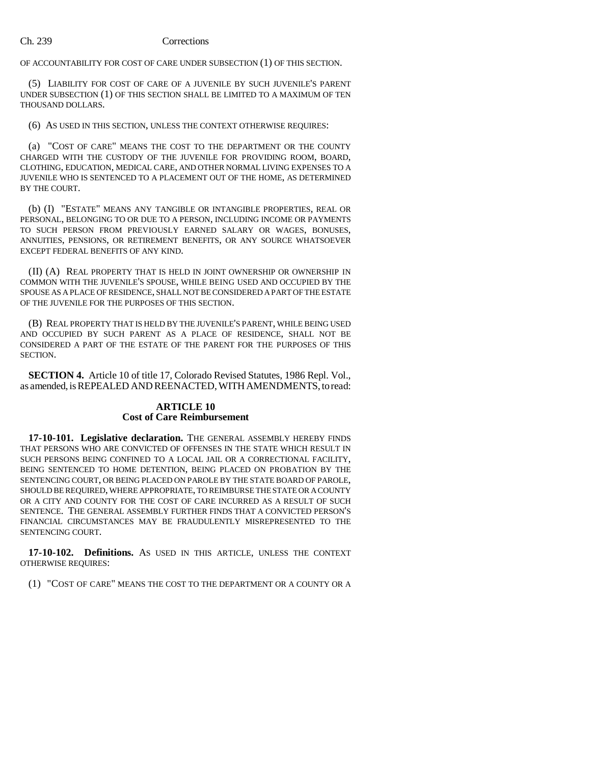OF ACCOUNTABILITY FOR COST OF CARE UNDER SUBSECTION (1) OF THIS SECTION.

(5) LIABILITY FOR COST OF CARE OF A JUVENILE BY SUCH JUVENILE'S PARENT UNDER SUBSECTION (1) OF THIS SECTION SHALL BE LIMITED TO A MAXIMUM OF TEN THOUSAND DOLLARS.

(6) AS USED IN THIS SECTION, UNLESS THE CONTEXT OTHERWISE REQUIRES:

(a) "COST OF CARE" MEANS THE COST TO THE DEPARTMENT OR THE COUNTY CHARGED WITH THE CUSTODY OF THE JUVENILE FOR PROVIDING ROOM, BOARD, CLOTHING, EDUCATION, MEDICAL CARE, AND OTHER NORMAL LIVING EXPENSES TO A JUVENILE WHO IS SENTENCED TO A PLACEMENT OUT OF THE HOME, AS DETERMINED BY THE COURT.

(b) (I) "ESTATE" MEANS ANY TANGIBLE OR INTANGIBLE PROPERTIES, REAL OR PERSONAL, BELONGING TO OR DUE TO A PERSON, INCLUDING INCOME OR PAYMENTS TO SUCH PERSON FROM PREVIOUSLY EARNED SALARY OR WAGES, BONUSES, ANNUITIES, PENSIONS, OR RETIREMENT BENEFITS, OR ANY SOURCE WHATSOEVER EXCEPT FEDERAL BENEFITS OF ANY KIND.

(II) (A) REAL PROPERTY THAT IS HELD IN JOINT OWNERSHIP OR OWNERSHIP IN COMMON WITH THE JUVENILE'S SPOUSE, WHILE BEING USED AND OCCUPIED BY THE SPOUSE AS A PLACE OF RESIDENCE, SHALL NOT BE CONSIDERED A PART OF THE ESTATE OF THE JUVENILE FOR THE PURPOSES OF THIS SECTION.

(B) REAL PROPERTY THAT IS HELD BY THE JUVENILE'S PARENT, WHILE BEING USED AND OCCUPIED BY SUCH PARENT AS A PLACE OF RESIDENCE, SHALL NOT BE CONSIDERED A PART OF THE ESTATE OF THE PARENT FOR THE PURPOSES OF THIS SECTION.

**SECTION 4.** Article 10 of title 17, Colorado Revised Statutes, 1986 Repl. Vol., as amended, is REPEALED AND REENACTED, WITH AMENDMENTS, to read:

**ARTICLE 10**
**Cost of Care Reimbursement**

**17-10-101. Legislative declaration.** THE GENERAL ASSEMBLY HEREBY FINDS THAT PERSONS WHO ARE CONVICTED OF OFFENSES IN THE STATE WHICH RESULT IN SUCH PERSONS BEING CONFINED TO A LOCAL JAIL OR A CORRECTIONAL FACILITY, BEING SENTENCED TO HOME DETENTION, BEING PLACED ON PROBATION BY THE SENTENCING COURT, OR BEING PLACED ON PAROLE BY THE STATE BOARD OF PAROLE, SHOULD BE REQUIRED, WHERE APPROPRIATE, TO REIMBURSE THE STATE OR A COUNTY OR A CITY AND COUNTY FOR THE COST OF CARE INCURRED AS A RESULT OF SUCH SENTENCE. THE GENERAL ASSEMBLY FURTHER FINDS THAT A CONVICTED PERSON'S FINANCIAL CIRCUMSTANCES MAY BE FRAUDULENTLY MISREPRESENTED TO THE SENTENCING COURT.

**17-10-102. Definitions.** AS USED IN THIS ARTICLE, UNLESS THE CONTEXT OTHERWISE REQUIRES:

(1) "COST OF CARE" MEANS THE COST TO THE DEPARTMENT OR A COUNTY OR A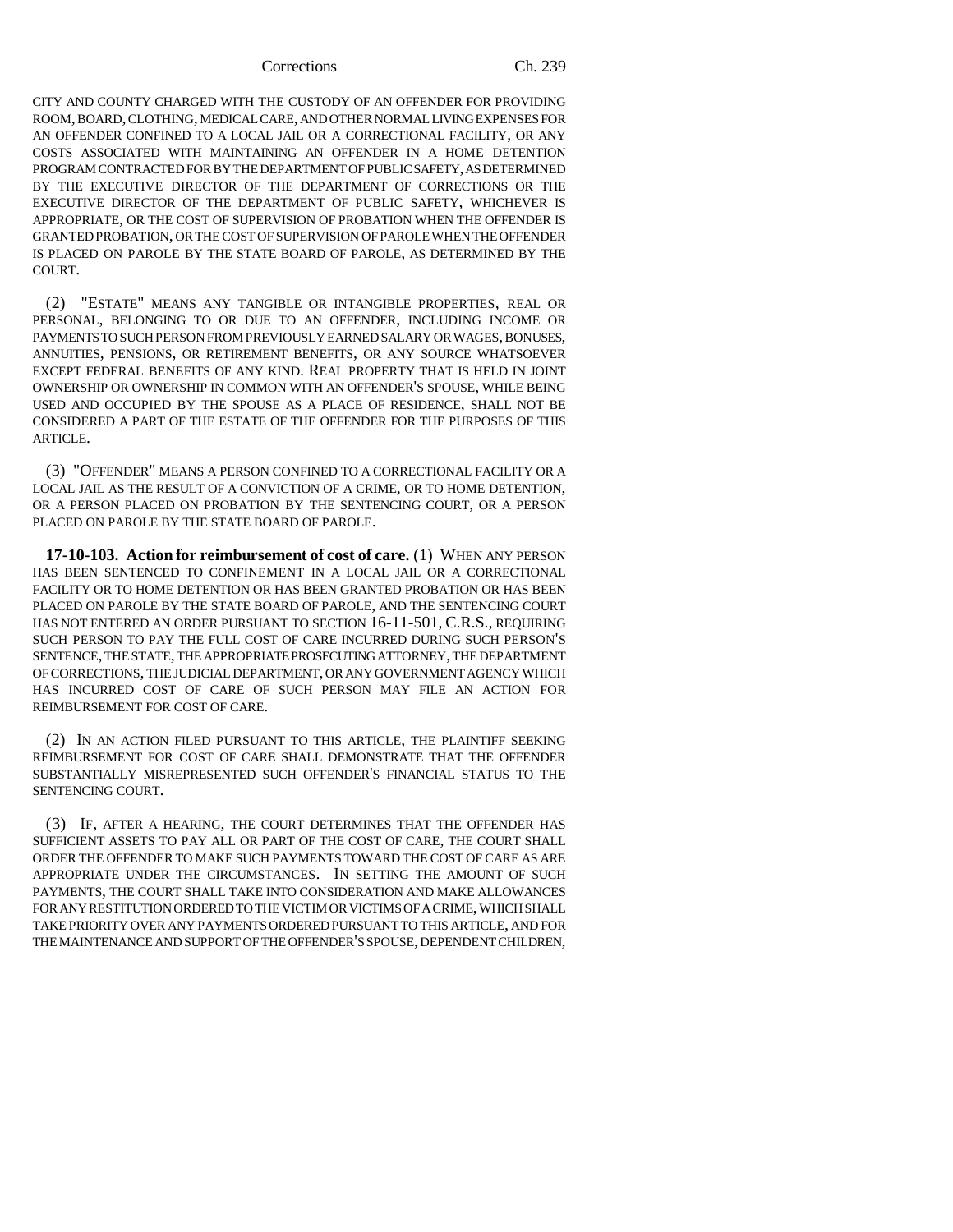CITY AND COUNTY CHARGED WITH THE CUSTODY OF AN OFFENDER FOR PROVIDING ROOM, BOARD, CLOTHING, MEDICAL CARE, AND OTHER NORMAL LIVING EXPENSES FOR AN OFFENDER CONFINED TO A LOCAL JAIL OR A CORRECTIONAL FACILITY, OR ANY COSTS ASSOCIATED WITH MAINTAINING AN OFFENDER IN A HOME DETENTION PROGRAM CONTRACTED FOR BY THE DEPARTMENT OF PUBLIC SAFETY, AS DETERMINED BY THE EXECUTIVE DIRECTOR OF THE DEPARTMENT OF CORRECTIONS OR THE EXECUTIVE DIRECTOR OF THE DEPARTMENT OF PUBLIC SAFETY, WHICHEVER IS APPROPRIATE, OR THE COST OF SUPERVISION OF PROBATION WHEN THE OFFENDER IS GRANTED PROBATION, OR THE COST OF SUPERVISION OF PAROLE WHEN THE OFFENDER IS PLACED ON PAROLE BY THE STATE BOARD OF PAROLE, AS DETERMINED BY THE COURT.

(2) "ESTATE" MEANS ANY TANGIBLE OR INTANGIBLE PROPERTIES, REAL OR PERSONAL, BELONGING TO OR DUE TO AN OFFENDER, INCLUDING INCOME OR PAYMENTS TO SUCH PERSON FROM PREVIOUSLY EARNED SALARY OR WAGES, BONUSES, ANNUITIES, PENSIONS, OR RETIREMENT BENEFITS, OR ANY SOURCE WHATSOEVER EXCEPT FEDERAL BENEFITS OF ANY KIND. REAL PROPERTY THAT IS HELD IN JOINT OWNERSHIP OR OWNERSHIP IN COMMON WITH AN OFFENDER'S SPOUSE, WHILE BEING USED AND OCCUPIED BY THE SPOUSE AS A PLACE OF RESIDENCE, SHALL NOT BE CONSIDERED A PART OF THE ESTATE OF THE OFFENDER FOR THE PURPOSES OF THIS ARTICLE.

(3) "OFFENDER" MEANS A PERSON CONFINED TO A CORRECTIONAL FACILITY OR A LOCAL JAIL AS THE RESULT OF A CONVICTION OF A CRIME, OR TO HOME DETENTION, OR A PERSON PLACED ON PROBATION BY THE SENTENCING COURT, OR A PERSON PLACED ON PAROLE BY THE STATE BOARD OF PAROLE.

**17-10-103. Action for reimbursement of cost of care.** (1) WHEN ANY PERSON HAS BEEN SENTENCED TO CONFINEMENT IN A LOCAL JAIL OR A CORRECTIONAL FACILITY OR TO HOME DETENTION OR HAS BEEN GRANTED PROBATION OR HAS BEEN PLACED ON PAROLE BY THE STATE BOARD OF PAROLE, AND THE SENTENCING COURT HAS NOT ENTERED AN ORDER PURSUANT TO SECTION 16-11-501, C.R.S., REQUIRING SUCH PERSON TO PAY THE FULL COST OF CARE INCURRED DURING SUCH PERSON'S SENTENCE, THE STATE, THE APPROPRIATE PROSECUTING ATTORNEY, THE DEPARTMENT OF CORRECTIONS, THE JUDICIAL DEPARTMENT, OR ANY GOVERNMENT AGENCY WHICH HAS INCURRED COST OF CARE OF SUCH PERSON MAY FILE AN ACTION FOR REIMBURSEMENT FOR COST OF CARE.

(2) IN AN ACTION FILED PURSUANT TO THIS ARTICLE, THE PLAINTIFF SEEKING REIMBURSEMENT FOR COST OF CARE SHALL DEMONSTRATE THAT THE OFFENDER SUBSTANTIALLY MISREPRESENTED SUCH OFFENDER'S FINANCIAL STATUS TO THE SENTENCING COURT.

(3) IF, AFTER A HEARING, THE COURT DETERMINES THAT THE OFFENDER HAS SUFFICIENT ASSETS TO PAY ALL OR PART OF THE COST OF CARE, THE COURT SHALL ORDER THE OFFENDER TO MAKE SUCH PAYMENTS TOWARD THE COST OF CARE AS ARE APPROPRIATE UNDER THE CIRCUMSTANCES. IN SETTING THE AMOUNT OF SUCH PAYMENTS, THE COURT SHALL TAKE INTO CONSIDERATION AND MAKE ALLOWANCES FOR ANY RESTITUTION ORDERED TO THE VICTIM OR VICTIMS OF A CRIME, WHICH SHALL TAKE PRIORITY OVER ANY PAYMENTS ORDERED PURSUANT TO THIS ARTICLE, AND FOR THE MAINTENANCE AND SUPPORT OF THE OFFENDER'S SPOUSE, DEPENDENT CHILDREN,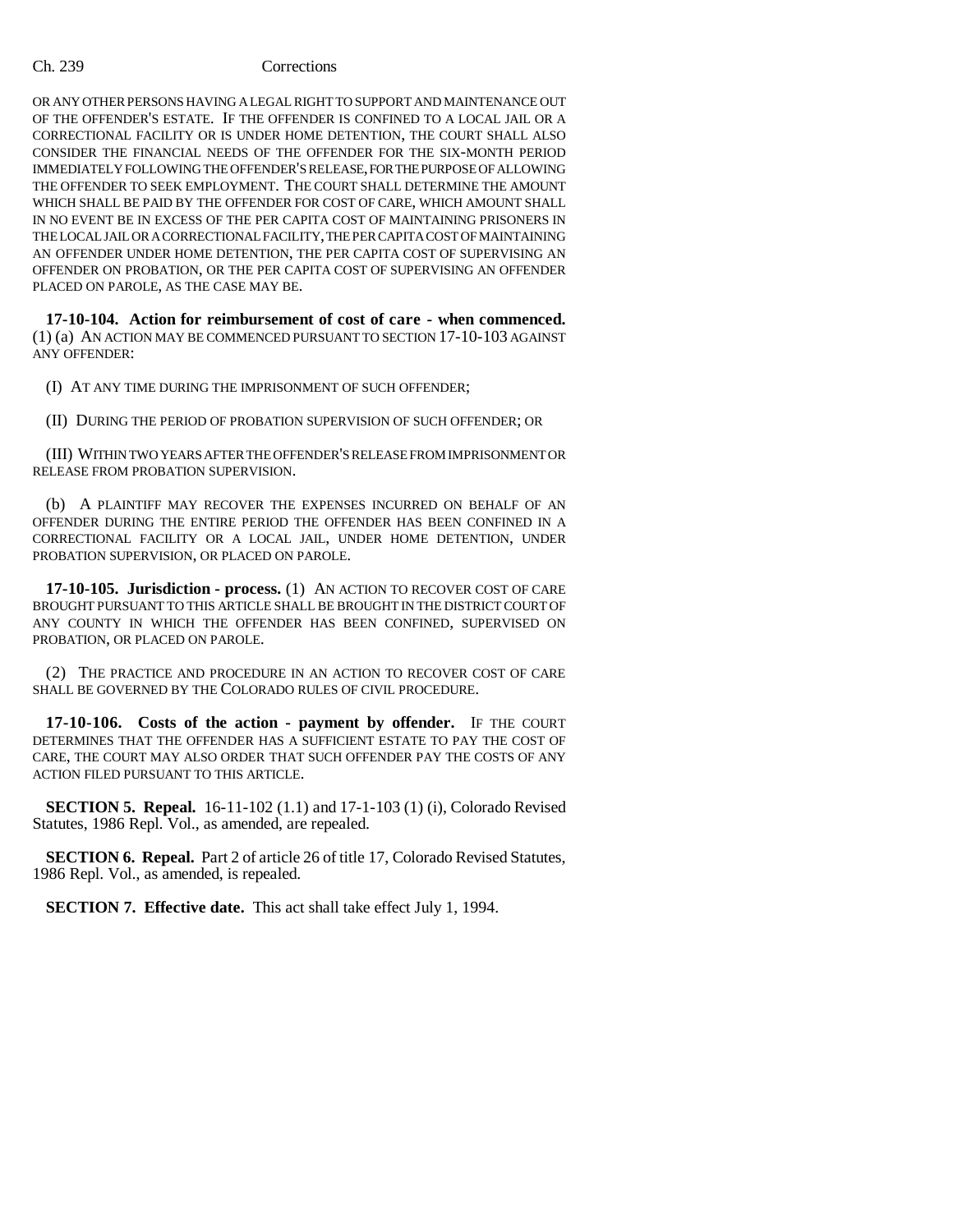OR ANY OTHER PERSONS HAVING A LEGAL RIGHT TO SUPPORT AND MAINTENANCE OUT OF THE OFFENDER'S ESTATE. IF THE OFFENDER IS CONFINED TO A LOCAL JAIL OR A CORRECTIONAL FACILITY OR IS UNDER HOME DETENTION, THE COURT SHALL ALSO CONSIDER THE FINANCIAL NEEDS OF THE OFFENDER FOR THE SIX-MONTH PERIOD IMMEDIATELY FOLLOWING THE OFFENDER'S RELEASE, FOR THE PURPOSE OF ALLOWING THE OFFENDER TO SEEK EMPLOYMENT. THE COURT SHALL DETERMINE THE AMOUNT WHICH SHALL BE PAID BY THE OFFENDER FOR COST OF CARE, WHICH AMOUNT SHALL IN NO EVENT BE IN EXCESS OF THE PER CAPITA COST OF MAINTAINING PRISONERS IN THE LOCAL JAIL OR A CORRECTIONAL FACILITY, THE PER CAPITA COST OF MAINTAINING AN OFFENDER UNDER HOME DETENTION, THE PER CAPITA COST OF SUPERVISING AN OFFENDER ON PROBATION, OR THE PER CAPITA COST OF SUPERVISING AN OFFENDER PLACED ON PAROLE, AS THE CASE MAY BE.

**17-10-104. Action for reimbursement of cost of care - when commenced.** (1) (a) AN ACTION MAY BE COMMENCED PURSUANT TO SECTION 17-10-103 AGAINST ANY OFFENDER:

(I) AT ANY TIME DURING THE IMPRISONMENT OF SUCH OFFENDER;

(II) DURING THE PERIOD OF PROBATION SUPERVISION OF SUCH OFFENDER; OR

(III) WITHIN TWO YEARS AFTER THE OFFENDER'S RELEASE FROM IMPRISONMENT OR RELEASE FROM PROBATION SUPERVISION.

(b) A PLAINTIFF MAY RECOVER THE EXPENSES INCURRED ON BEHALF OF AN OFFENDER DURING THE ENTIRE PERIOD THE OFFENDER HAS BEEN CONFINED IN A CORRECTIONAL FACILITY OR A LOCAL JAIL, UNDER HOME DETENTION, UNDER PROBATION SUPERVISION, OR PLACED ON PAROLE.

**17-10-105. Jurisdiction - process.** (1) AN ACTION TO RECOVER COST OF CARE BROUGHT PURSUANT TO THIS ARTICLE SHALL BE BROUGHT IN THE DISTRICT COURT OF ANY COUNTY IN WHICH THE OFFENDER HAS BEEN CONFINED, SUPERVISED ON PROBATION, OR PLACED ON PAROLE.

(2) THE PRACTICE AND PROCEDURE IN AN ACTION TO RECOVER COST OF CARE SHALL BE GOVERNED BY THE COLORADO RULES OF CIVIL PROCEDURE.

**17-10-106. Costs of the action - payment by offender.** IF THE COURT DETERMINES THAT THE OFFENDER HAS A SUFFICIENT ESTATE TO PAY THE COST OF CARE, THE COURT MAY ALSO ORDER THAT SUCH OFFENDER PAY THE COSTS OF ANY ACTION FILED PURSUANT TO THIS ARTICLE.

**SECTION 5. Repeal.** 16-11-102 (1.1) and 17-1-103 (1) (i), Colorado Revised Statutes, 1986 Repl. Vol., as amended, are repealed.

**SECTION 6. Repeal.** Part 2 of article 26 of title 17, Colorado Revised Statutes, 1986 Repl. Vol., as amended, is repealed.

**SECTION 7. Effective date.** This act shall take effect July 1, 1994.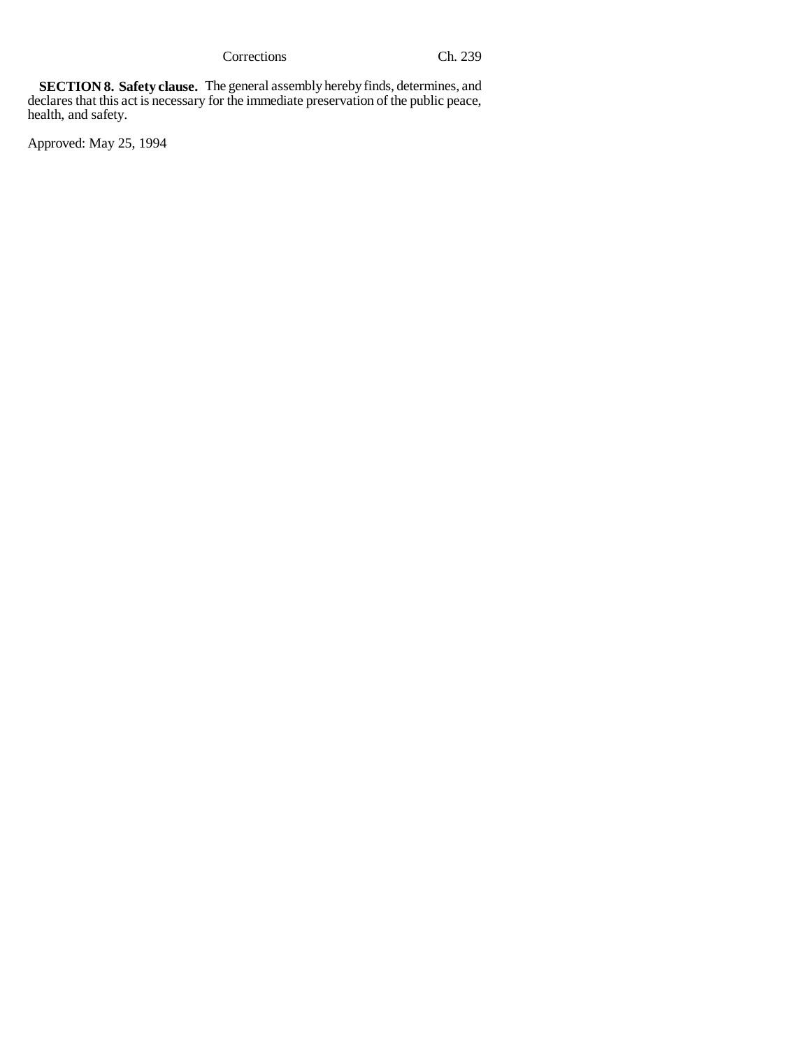**SECTION 8. Safety clause.** The general assembly hereby finds, determines, and declares that this act is necessary for the immediate preservation of the public peace, health, and safety.

Approved: May 25, 1994